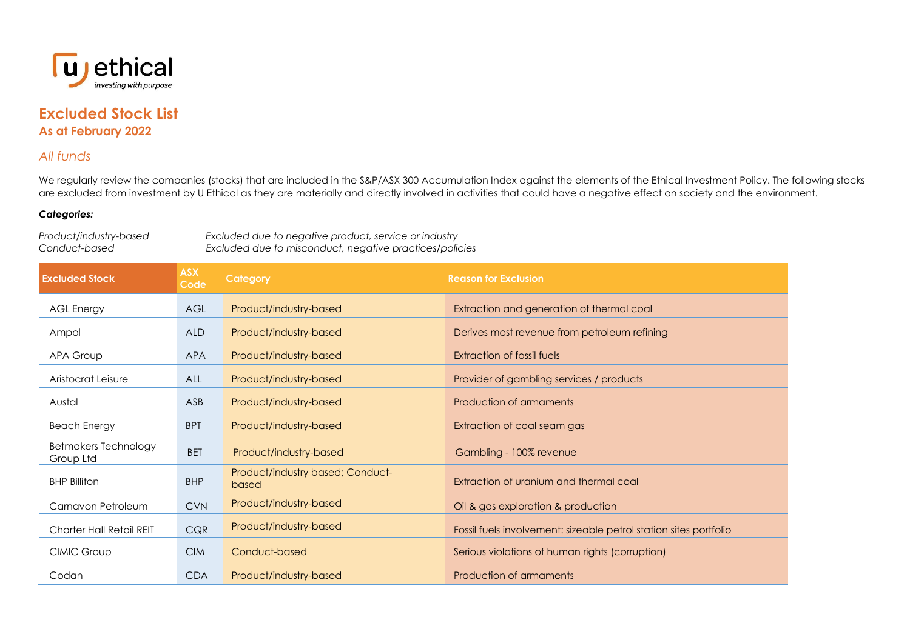# Excluded Stock List

## As at February 2022

### *All funds*

We regularly review the companies (stocks) that are included in the S&P/ASX 300 Accumulation Index against the elements of the Ethical Investment Policy. The following stocks are excluded from investment by U Ethical as they are materially and directly involved in activities that could have a negative effect on society and the environment.

***Categories:***

*Product/industry-based* — *Excluded due to negative product, service or industry*
*Conduct-based* — *Excluded due to misconduct, negative practices/policies*

| Excluded Stock | ASX Code | Category | Reason for Exclusion |
|---|---|---|---|
| AGL Energy | AGL | Product/industry-based | Extraction and generation of thermal coal |
| Ampol | ALD | Product/industry-based | Derives most revenue from petroleum refining |
| APA Group | APA | Product/industry-based | Extraction of fossil fuels |
| Aristocrat Leisure | ALL | Product/industry-based | Provider of gambling services / products |
| Austal | ASB | Product/industry-based | Production of armaments |
| Beach Energy | BPT | Product/industry-based | Extraction of coal seam gas |
| Betmakers Technology Group Ltd | BET | Product/industry-based | Gambling - 100% revenue |
| BHP Billiton | BHP | Product/industry based; Conduct-based | Extraction of uranium and thermal coal |
| Carnavon Petroleum | CVN | Product/industry-based | Oil & gas exploration & production |
| Charter Hall Retail REIT | CQR | Product/industry-based | Fossil fuels involvement: sizeable petrol station sites portfolio |
| CIMIC Group | CIM | Conduct-based | Serious violations of human rights (corruption) |
| Codan | CDA | Product/industry-based | Production of armaments |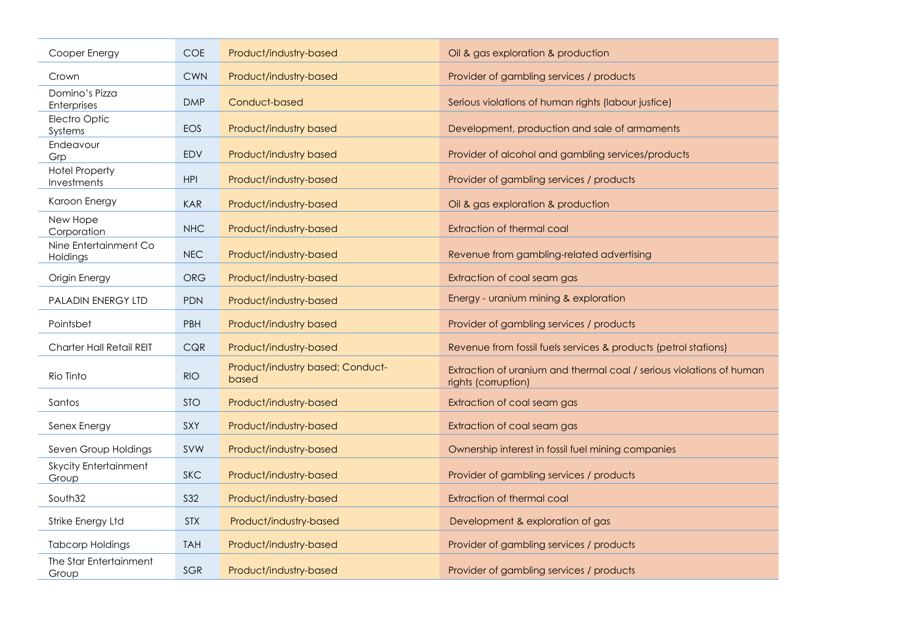| Cooper Energy | COE | Product/industry-based | Oil & gas exploration & production |
|---|---|---|---|
| Crown | CWN | Product/industry-based | Provider of gambling services / products |
| Domino's Pizza Enterprises | DMP | Conduct-based | Serious violations of human rights (labour justice) |
| Electro Optic Systems | EOS | Product/industry based | Development, production and sale of armaments |
| Endeavour Grp | EDV | Product/industry based | Provider of alcohol and gambling services/products |
| Hotel Property Investments | HPI | Product/industry-based | Provider of gambling services / products |
| Karoon Energy | KAR | Product/industry-based | Oil & gas exploration & production |
| New Hope Corporation | NHC | Product/industry-based | Extraction of thermal coal |
| Nine Entertainment Co Holdings | NEC | Product/industry-based | Revenue from gambling-related advertising |
| Origin Energy | ORG | Product/industry-based | Extraction of coal seam gas |
| PALADIN ENERGY LTD | PDN | Product/industry-based | Energy - uranium mining & exploration |
| Pointsbet | PBH | Product/industry based | Provider of gambling services / products |
| Charter Hall Retail REIT | CQR | Product/industry-based | Revenue from fossil fuels services & products (petrol stations) |
| Rio Tinto | RIO | Product/industry based; Conduct-based | Extraction of uranium and thermal coal / serious violations of human rights (corruption) |
| Santos | STO | Product/industry-based | Extraction of coal seam gas |
| Senex Energy | SXY | Product/industry-based | Extraction of coal seam gas |
| Seven Group Holdings | SVW | Product/industry-based | Ownership interest in fossil fuel mining companies |
| Skycity Entertainment Group | SKC | Product/industry-based | Provider of gambling services / products |
| South32 | S32 | Product/industry-based | Extraction of thermal coal |
| Strike Energy Ltd | STX | Product/industry-based | Development & exploration of gas |
| Tabcorp Holdings | TAH | Product/industry-based | Provider of gambling services / products |
| The Star Entertainment Group | SGR | Product/industry-based | Provider of gambling services / products |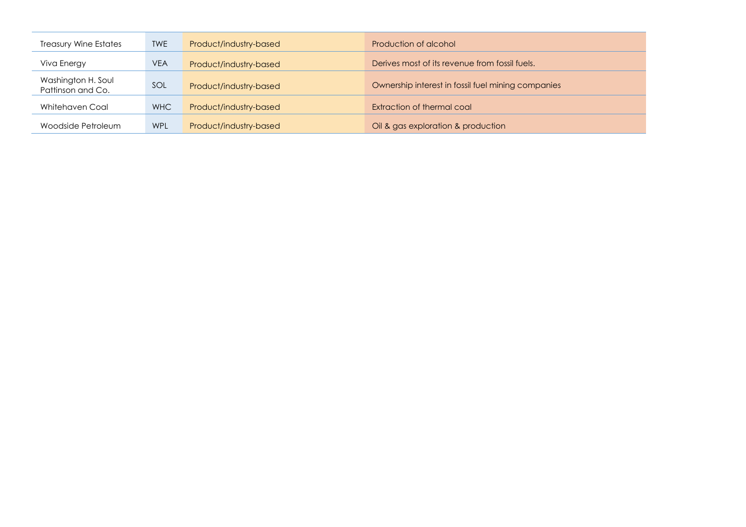| | | | |
|---|---|---|---|
| Treasury Wine Estates | TWE | Product/industry-based | Production of alcohol |
| Viva Energy | VEA | Product/industry-based | Derives most of its revenue from fossil fuels. |
| Washington H. Soul Pattinson and Co. | SOL | Product/industry-based | Ownership interest in fossil fuel mining companies |
| Whitehaven Coal | WHC | Product/industry-based | Extraction of thermal coal |
| Woodside Petroleum | WPL | Product/industry-based | Oil & gas exploration & production |